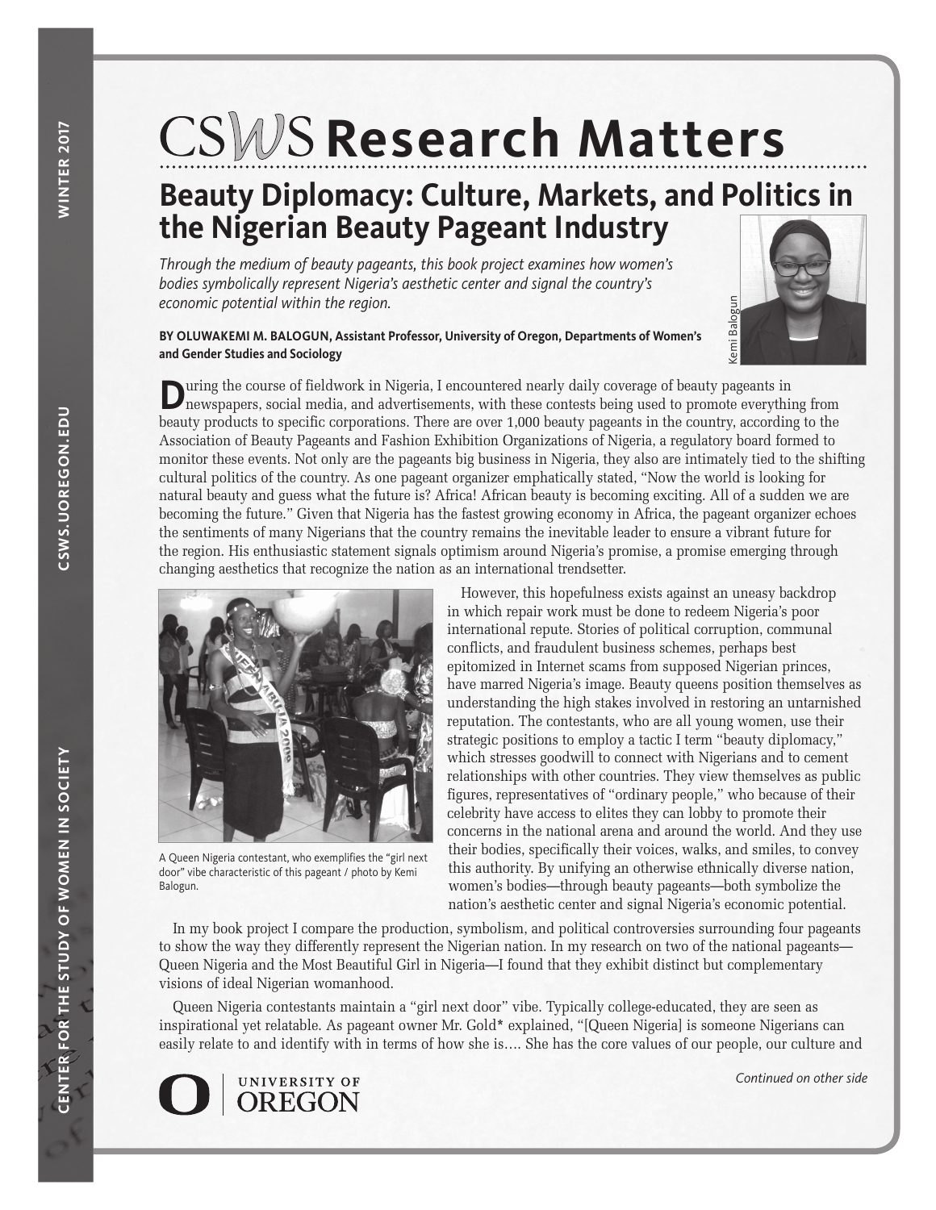# CSWS Research Matters

## Beauty Diplomacy: Culture, Markets, and Politics in the Nigerian Beauty Pageant Industry

*Through the medium of beauty pageants, this book project examines how women's bodies symbolically represent Nigeria's aesthetic center and signal the country's economic potential within the region.*

**BY OLUWAKEMI M. BALOGUN, Assistant Professor, University of Oregon, Departments of Women's and Gender Studies and Sociology**

Kemi Balogun

During the course of fieldwork in Nigeria, I encountered nearly daily coverage of beauty pageants in newspapers, social media, and advertisements, with these contests being used to promote everything from beauty products to specific corporations. There are over 1,000 beauty pageants in the country, according to the Association of Beauty Pageants and Fashion Exhibition Organizations of Nigeria, a regulatory board formed to monitor these events. Not only are the pageants big business in Nigeria, they also are intimately tied to the shifting cultural politics of the country. As one pageant organizer emphatically stated, "Now the world is looking for natural beauty and guess what the future is? Africa! African beauty is becoming exciting. All of a sudden we are becoming the future." Given that Nigeria has the fastest growing economy in Africa, the pageant organizer echoes the sentiments of many Nigerians that the country remains the inevitable leader to ensure a vibrant future for the region. His enthusiastic statement signals optimism around Nigeria's promise, a promise emerging through changing aesthetics that recognize the nation as an international trendsetter.

A Queen Nigeria contestant, who exemplifies the "girl next door" vibe characteristic of this pageant / photo by Kemi Balogun.

However, this hopefulness exists against an uneasy backdrop in which repair work must be done to redeem Nigeria's poor international repute. Stories of political corruption, communal conflicts, and fraudulent business schemes, perhaps best epitomized in Internet scams from supposed Nigerian princes, have marred Nigeria's image. Beauty queens position themselves as understanding the high stakes involved in restoring an untarnished reputation. The contestants, who are all young women, use their strategic positions to employ a tactic I term "beauty diplomacy," which stresses goodwill to connect with Nigerians and to cement relationships with other countries. They view themselves as public figures, representatives of "ordinary people," who because of their celebrity have access to elites they can lobby to promote their concerns in the national arena and around the world. And they use their bodies, specifically their voices, walks, and smiles, to convey this authority. By unifying an otherwise ethnically diverse nation, women's bodies—through beauty pageants—both symbolize the nation's aesthetic center and signal Nigeria's economic potential.

In my book project I compare the production, symbolism, and political controversies surrounding four pageants to show the way they differently represent the Nigerian nation. In my research on two of the national pageants—Queen Nigeria and the Most Beautiful Girl in Nigeria—I found that they exhibit distinct but complementary visions of ideal Nigerian womanhood.

Queen Nigeria contestants maintain a "girl next door" vibe. Typically college-educated, they are seen as inspirational yet relatable. As pageant owner Mr. Gold* explained, "[Queen Nigeria] is someone Nigerians can easily relate to and identify with in terms of how she is…. She has the core values of our people, our culture and

*Continued on other side*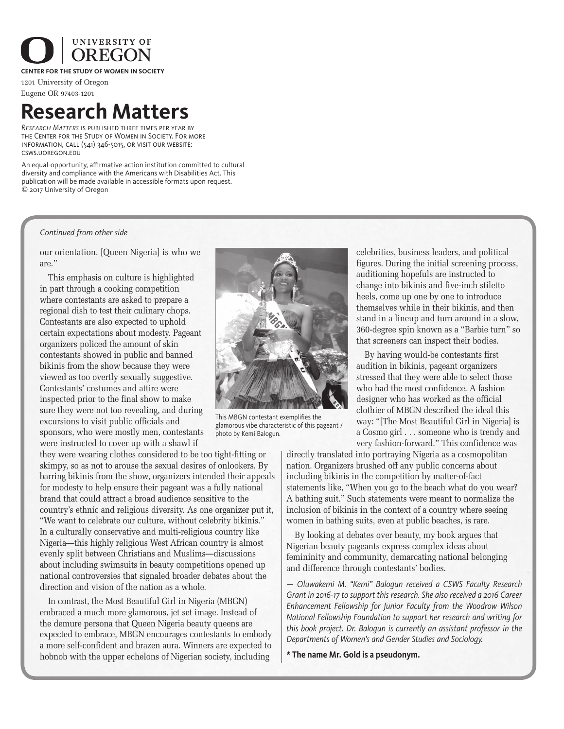UNIVERSITY OF OREGON

**CENTER FOR THE STUDY OF WOMEN IN SOCIETY**

1201 University of Oregon
Eugene OR 97403-1201

# Research Matters

*Research Matters* is published three times per year by the Center for the Study of Women in Society. For more information, call (541) 346-5015, or visit our website: csws.uoregon.edu

An equal-opportunity, affirmative-action institution committed to cultural diversity and compliance with the Americans with Disabilities Act. This publication will be made available in accessible formats upon request. © 2017 University of Oregon

*Continued from other side*

our orientation. [Queen Nigeria] is who we are."

This emphasis on culture is highlighted in part through a cooking competition where contestants are asked to prepare a regional dish to test their culinary chops. Contestants are also expected to uphold certain expectations about modesty. Pageant organizers policed the amount of skin contestants showed in public and banned bikinis from the show because they were viewed as too overtly sexually suggestive. Contestants' costumes and attire were inspected prior to the final show to make sure they were not too revealing, and during excursions to visit public officials and sponsors, who were mostly men, contestants were instructed to cover up with a shawl if they were wearing clothes considered to be too tight-fitting or skimpy, so as not to arouse the sexual desires of onlookers. By barring bikinis from the show, organizers intended their appeals for modesty to help ensure their pageant was a fully national brand that could attract a broad audience sensitive to the country's ethnic and religious diversity. As one organizer put it, "We want to celebrate our culture, without celebrity bikinis." In a culturally conservative and multi-religious country like Nigeria—this highly religious West African country is almost evenly split between Christians and Muslims—discussions about including swimsuits in beauty competitions opened up national controversies that signaled broader debates about the direction and vision of the nation as a whole.

This MBGN contestant exemplifies the glamorous vibe characteristic of this pageant / photo by Kemi Balogun.

In contrast, the Most Beautiful Girl in Nigeria (MBGN) embraced a much more glamorous, jet set image. Instead of the demure persona that Queen Nigeria beauty queens are expected to embrace, MBGN encourages contestants to embody a more self-confident and brazen aura. Winners are expected to hobnob with the upper echelons of Nigerian society, including celebrities, business leaders, and political figures. During the initial screening process, auditioning hopefuls are instructed to change into bikinis and five-inch stiletto heels, come up one by one to introduce themselves while in their bikinis, and then stand in a lineup and turn around in a slow, 360-degree spin known as a "Barbie turn" so that screeners can inspect their bodies.

By having would-be contestants first audition in bikinis, pageant organizers stressed that they were able to select those who had the most confidence. A fashion designer who has worked as the official clothier of MBGN described the ideal this way: "[The Most Beautiful Girl in Nigeria] is a Cosmo girl . . . someone who is trendy and very fashion-forward." This confidence was directly translated into portraying Nigeria as a cosmopolitan nation. Organizers brushed off any public concerns about including bikinis in the competition by matter-of-fact statements like, "When you go to the beach what do you wear? A bathing suit." Such statements were meant to normalize the inclusion of bikinis in the context of a country where seeing women in bathing suits, even at public beaches, is rare.

By looking at debates over beauty, my book argues that Nigerian beauty pageants express complex ideas about femininity and community, demarcating national belonging and difference through contestants' bodies.

*— Oluwakemi M. "Kemi" Balogun received a CSWS Faculty Research Grant in 2016-17 to support this research. She also received a 2016 Career Enhancement Fellowship for Junior Faculty from the Woodrow Wilson National Fellowship Foundation to support her research and writing for this book project. Dr. Balogun is currently an assistant professor in the Departments of Women's and Gender Studies and Sociology.*

**\* The name Mr. Gold is a pseudonym.**